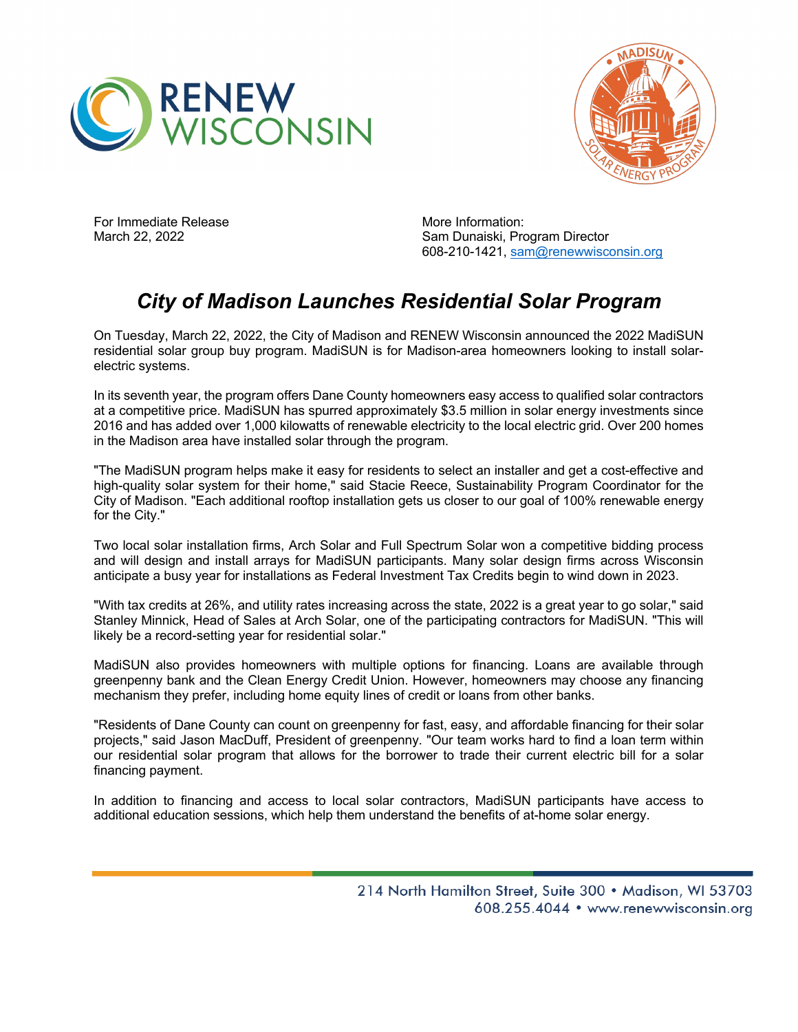For Immediate Release
March 22, 2022

More Information:
Sam Dunaiski, Program Director
608-210-1421, sam@renewwisconsin.org

# *City of Madison Launches Residential Solar Program*

On Tuesday, March 22, 2022, the City of Madison and RENEW Wisconsin announced the 2022 MadiSUN residential solar group buy program. MadiSUN is for Madison-area homeowners looking to install solar-electric systems.

In its seventh year, the program offers Dane County homeowners easy access to qualified solar contractors at a competitive price. MadiSUN has spurred approximately $3.5 million in solar energy investments since 2016 and has added over 1,000 kilowatts of renewable electricity to the local electric grid. Over 200 homes in the Madison area have installed solar through the program.

"The MadiSUN program helps make it easy for residents to select an installer and get a cost-effective and high-quality solar system for their home," said Stacie Reece, Sustainability Program Coordinator for the City of Madison. "Each additional rooftop installation gets us closer to our goal of 100% renewable energy for the City."

Two local solar installation firms, Arch Solar and Full Spectrum Solar won a competitive bidding process and will design and install arrays for MadiSUN participants. Many solar design firms across Wisconsin anticipate a busy year for installations as Federal Investment Tax Credits begin to wind down in 2023.

"With tax credits at 26%, and utility rates increasing across the state, 2022 is a great year to go solar," said Stanley Minnick, Head of Sales at Arch Solar, one of the participating contractors for MadiSUN. "This will likely be a record-setting year for residential solar."

MadiSUN also provides homeowners with multiple options for financing. Loans are available through greenpenny bank and the Clean Energy Credit Union. However, homeowners may choose any financing mechanism they prefer, including home equity lines of credit or loans from other banks.

"Residents of Dane County can count on greenpenny for fast, easy, and affordable financing for their solar projects," said Jason MacDuff, President of greenpenny. "Our team works hard to find a loan term within our residential solar program that allows for the borrower to trade their current electric bill for a solar financing payment.

In addition to financing and access to local solar contractors, MadiSUN participants have access to additional education sessions, which help them understand the benefits of at-home solar energy.

214 North Hamilton Street, Suite 300 • Madison, WI 53703
608.255.4044 • www.renewwisconsin.org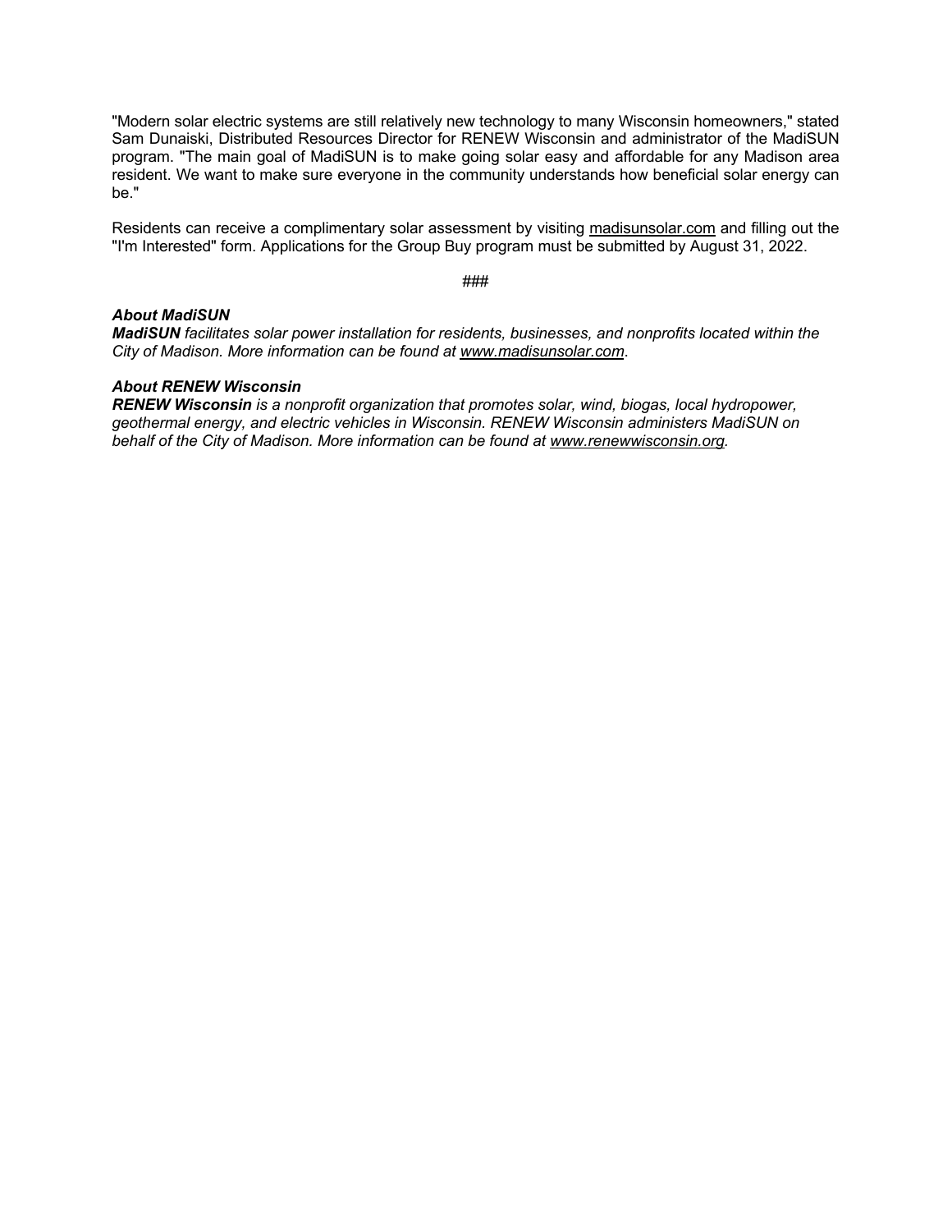"Modern solar electric systems are still relatively new technology to many Wisconsin homeowners," stated Sam Dunaiski, Distributed Resources Director for RENEW Wisconsin and administrator of the MadiSUN program. "The main goal of MadiSUN is to make going solar easy and affordable for any Madison area resident. We want to make sure everyone in the community understands how beneficial solar energy can be."

Residents can receive a complimentary solar assessment by visiting madisunsolar.com and filling out the "I'm Interested" form. Applications for the Group Buy program must be submitted by August 31, 2022.

###

***About MadiSUN***

***MadiSUN*** *facilitates solar power installation for residents, businesses, and nonprofits located within the City of Madison. More information can be found at www.madisunsolar.com.*

***About RENEW Wisconsin***

***RENEW Wisconsin*** *is a nonprofit organization that promotes solar, wind, biogas, local hydropower, geothermal energy, and electric vehicles in Wisconsin. RENEW Wisconsin administers MadiSUN on behalf of the City of Madison. More information can be found at www.renewwisconsin.org.*